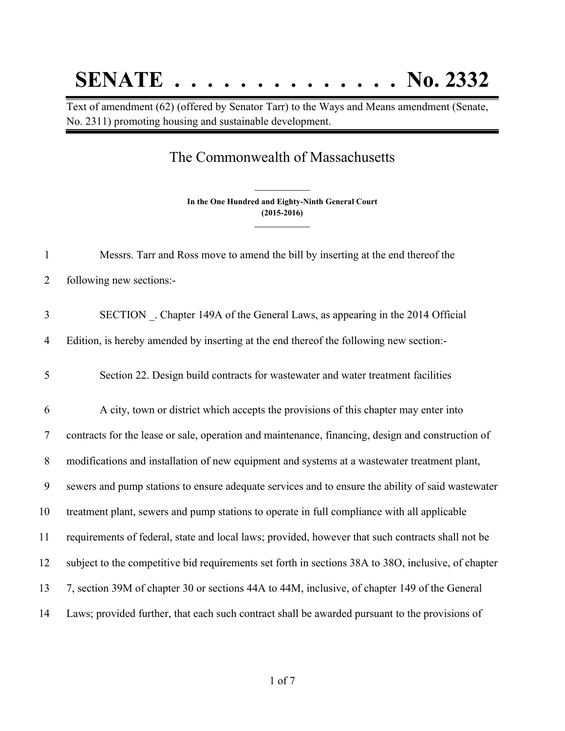# SENATE . . . . . . . . . . . . . . No. 2332

Text of amendment (62) (offered by Senator Tarr) to the Ways and Means amendment (Senate, No. 2311) promoting housing and sustainable development.

## The Commonwealth of Massachusetts

**In the One Hundred and Eighty-Ninth General Court**
**(2015-2016)**

1 Messrs. Tarr and Ross move to amend the bill by inserting at the end thereof the
2 following new sections:-

3 SECTION _. Chapter 149A of the General Laws, as appearing in the 2014 Official
4 Edition, is hereby amended by inserting at the end thereof the following new section:-

5 Section 22. Design build contracts for wastewater and water treatment facilities

6 A city, town or district which accepts the provisions of this chapter may enter into
7 contracts for the lease or sale, operation and maintenance, financing, design and construction of
8 modifications and installation of new equipment and systems at a wastewater treatment plant,
9 sewers and pump stations to ensure adequate services and to ensure the ability of said wastewater
10 treatment plant, sewers and pump stations to operate in full compliance with all applicable
11 requirements of federal, state and local laws; provided, however that such contracts shall not be
12 subject to the competitive bid requirements set forth in sections 38A to 38O, inclusive, of chapter
13 7, section 39M of chapter 30 or sections 44A to 44M, inclusive, of chapter 149 of the General
14 Laws; provided further, that each such contract shall be awarded pursuant to the provisions of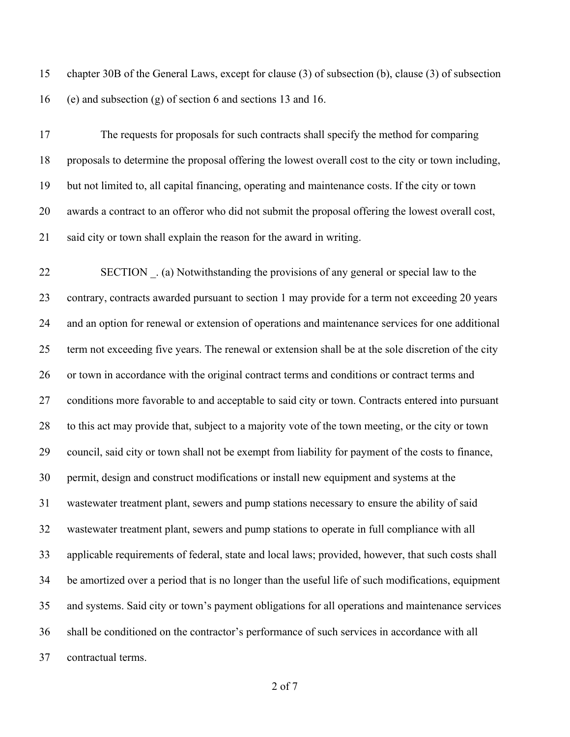chapter 30B of the General Laws, except for clause (3) of subsection (b), clause (3) of subsection (e) and subsection (g) of section 6 and sections 13 and 16.

The requests for proposals for such contracts shall specify the method for comparing proposals to determine the proposal offering the lowest overall cost to the city or town including, but not limited to, all capital financing, operating and maintenance costs. If the city or town awards a contract to an offeror who did not submit the proposal offering the lowest overall cost, said city or town shall explain the reason for the award in writing.

SECTION _. (a) Notwithstanding the provisions of any general or special law to the contrary, contracts awarded pursuant to section 1 may provide for a term not exceeding 20 years and an option for renewal or extension of operations and maintenance services for one additional term not exceeding five years. The renewal or extension shall be at the sole discretion of the city or town in accordance with the original contract terms and conditions or contract terms and conditions more favorable to and acceptable to said city or town. Contracts entered into pursuant to this act may provide that, subject to a majority vote of the town meeting, or the city or town council, said city or town shall not be exempt from liability for payment of the costs to finance, permit, design and construct modifications or install new equipment and systems at the wastewater treatment plant, sewers and pump stations necessary to ensure the ability of said wastewater treatment plant, sewers and pump stations to operate in full compliance with all applicable requirements of federal, state and local laws; provided, however, that such costs shall be amortized over a period that is no longer than the useful life of such modifications, equipment and systems. Said city or town's payment obligations for all operations and maintenance services shall be conditioned on the contractor's performance of such services in accordance with all contractual terms.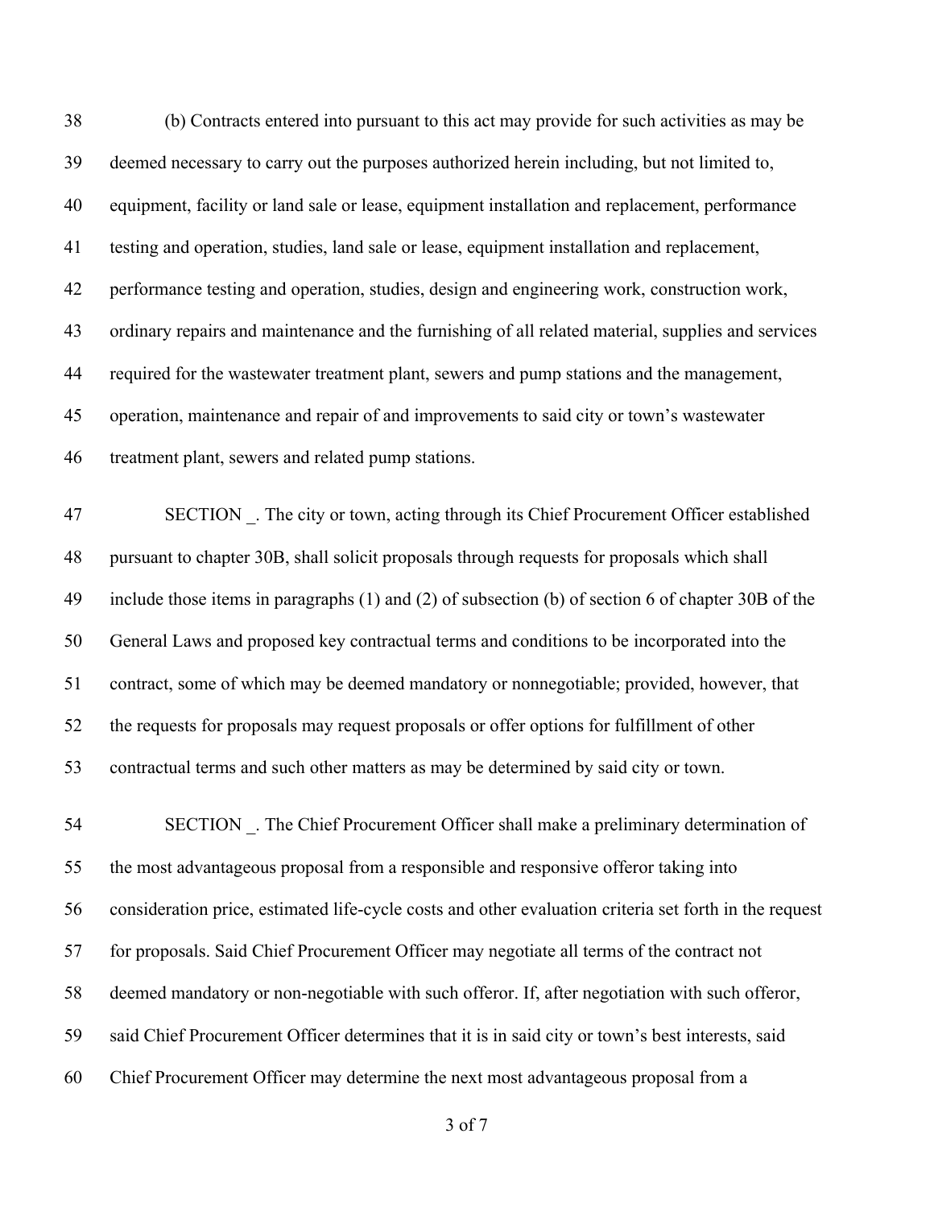(b) Contracts entered into pursuant to this act may provide for such activities as may be deemed necessary to carry out the purposes authorized herein including, but not limited to, equipment, facility or land sale or lease, equipment installation and replacement, performance testing and operation, studies, land sale or lease, equipment installation and replacement, performance testing and operation, studies, design and engineering work, construction work, ordinary repairs and maintenance and the furnishing of all related material, supplies and services required for the wastewater treatment plant, sewers and pump stations and the management, operation, maintenance and repair of and improvements to said city or town's wastewater treatment plant, sewers and related pump stations.

SECTION _. The city or town, acting through its Chief Procurement Officer established pursuant to chapter 30B, shall solicit proposals through requests for proposals which shall include those items in paragraphs (1) and (2) of subsection (b) of section 6 of chapter 30B of the General Laws and proposed key contractual terms and conditions to be incorporated into the contract, some of which may be deemed mandatory or nonnegotiable; provided, however, that the requests for proposals may request proposals or offer options for fulfillment of other contractual terms and such other matters as may be determined by said city or town.

SECTION _. The Chief Procurement Officer shall make a preliminary determination of the most advantageous proposal from a responsible and responsive offeror taking into consideration price, estimated life-cycle costs and other evaluation criteria set forth in the request for proposals. Said Chief Procurement Officer may negotiate all terms of the contract not deemed mandatory or non-negotiable with such offeror. If, after negotiation with such offeror, said Chief Procurement Officer determines that it is in said city or town's best interests, said Chief Procurement Officer may determine the next most advantageous proposal from a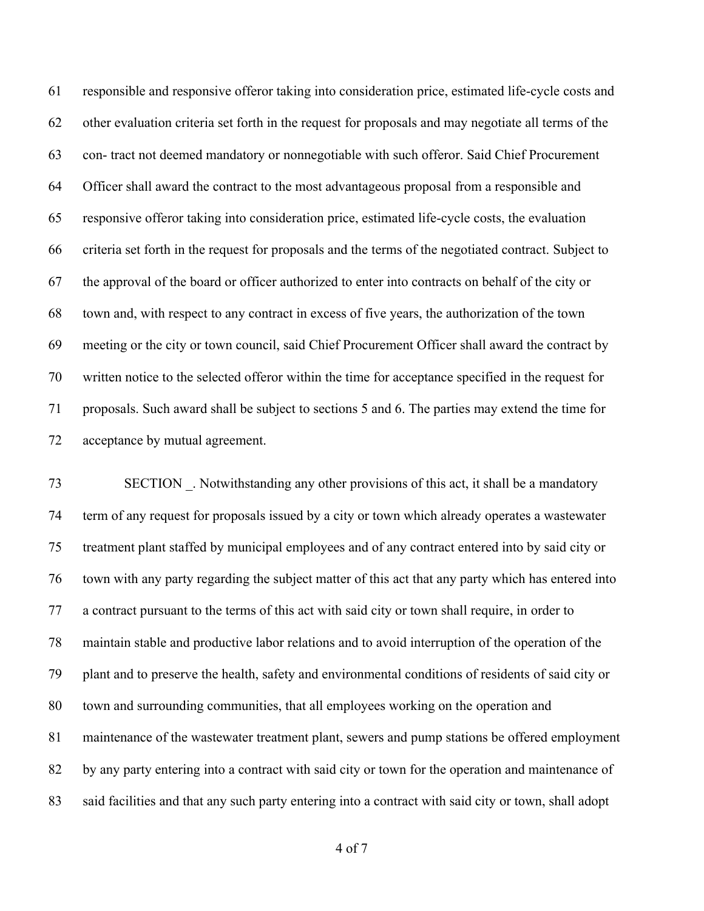responsible and responsive offeror taking into consideration price, estimated life-cycle costs and other evaluation criteria set forth in the request for proposals and may negotiate all terms of the con- tract not deemed mandatory or nonnegotiable with such offeror. Said Chief Procurement Officer shall award the contract to the most advantageous proposal from a responsible and responsive offeror taking into consideration price, estimated life-cycle costs, the evaluation criteria set forth in the request for proposals and the terms of the negotiated contract. Subject to the approval of the board or officer authorized to enter into contracts on behalf of the city or town and, with respect to any contract in excess of five years, the authorization of the town meeting or the city or town council, said Chief Procurement Officer shall award the contract by written notice to the selected offeror within the time for acceptance specified in the request for proposals. Such award shall be subject to sections 5 and 6. The parties may extend the time for acceptance by mutual agreement.

SECTION _. Notwithstanding any other provisions of this act, it shall be a mandatory term of any request for proposals issued by a city or town which already operates a wastewater treatment plant staffed by municipal employees and of any contract entered into by said city or town with any party regarding the subject matter of this act that any party which has entered into a contract pursuant to the terms of this act with said city or town shall require, in order to maintain stable and productive labor relations and to avoid interruption of the operation of the plant and to preserve the health, safety and environmental conditions of residents of said city or town and surrounding communities, that all employees working on the operation and maintenance of the wastewater treatment plant, sewers and pump stations be offered employment by any party entering into a contract with said city or town for the operation and maintenance of said facilities and that any such party entering into a contract with said city or town, shall adopt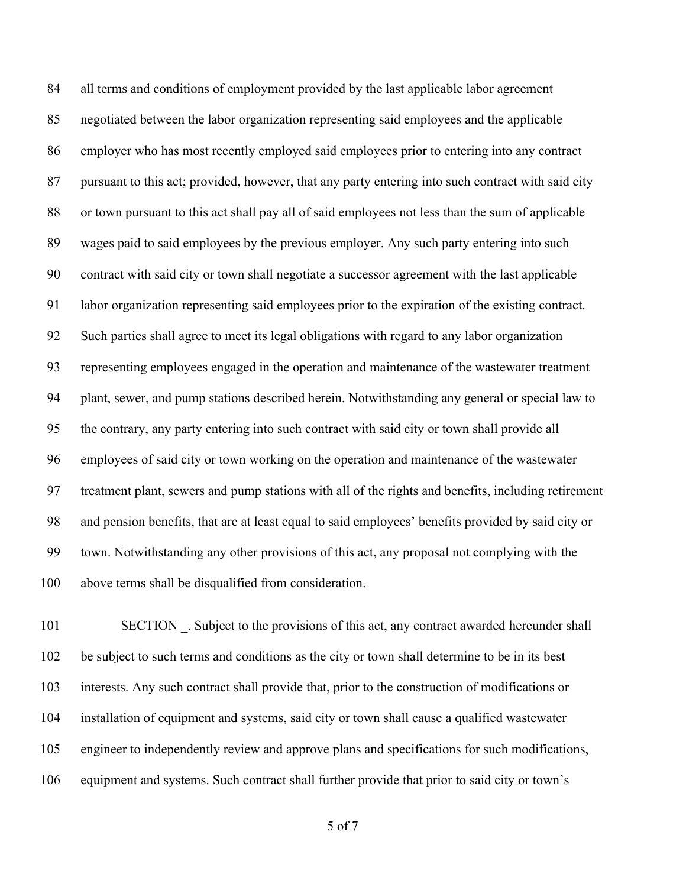all terms and conditions of employment provided by the last applicable labor agreement negotiated between the labor organization representing said employees and the applicable employer who has most recently employed said employees prior to entering into any contract pursuant to this act; provided, however, that any party entering into such contract with said city or town pursuant to this act shall pay all of said employees not less than the sum of applicable wages paid to said employees by the previous employer. Any such party entering into such contract with said city or town shall negotiate a successor agreement with the last applicable labor organization representing said employees prior to the expiration of the existing contract. Such parties shall agree to meet its legal obligations with regard to any labor organization representing employees engaged in the operation and maintenance of the wastewater treatment plant, sewer, and pump stations described herein. Notwithstanding any general or special law to the contrary, any party entering into such contract with said city or town shall provide all employees of said city or town working on the operation and maintenance of the wastewater treatment plant, sewers and pump stations with all of the rights and benefits, including retirement and pension benefits, that are at least equal to said employees' benefits provided by said city or town. Notwithstanding any other provisions of this act, any proposal not complying with the above terms shall be disqualified from consideration.

SECTION _. Subject to the provisions of this act, any contract awarded hereunder shall be subject to such terms and conditions as the city or town shall determine to be in its best interests. Any such contract shall provide that, prior to the construction of modifications or installation of equipment and systems, said city or town shall cause a qualified wastewater engineer to independently review and approve plans and specifications for such modifications, equipment and systems. Such contract shall further provide that prior to said city or town's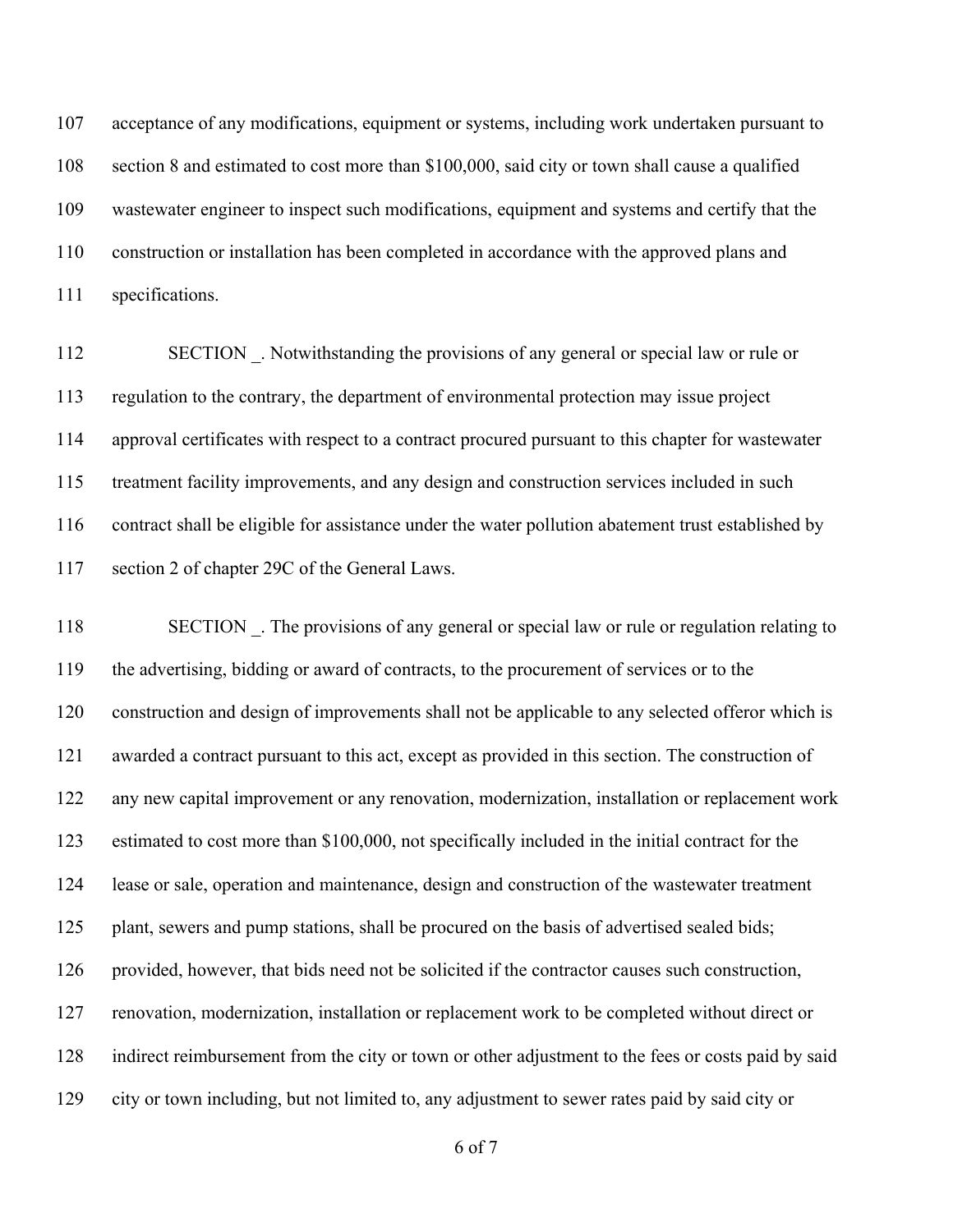acceptance of any modifications, equipment or systems, including work undertaken pursuant to section 8 and estimated to cost more than $100,000, said city or town shall cause a qualified wastewater engineer to inspect such modifications, equipment and systems and certify that the construction or installation has been completed in accordance with the approved plans and specifications.

SECTION _. Notwithstanding the provisions of any general or special law or rule or regulation to the contrary, the department of environmental protection may issue project approval certificates with respect to a contract procured pursuant to this chapter for wastewater treatment facility improvements, and any design and construction services included in such contract shall be eligible for assistance under the water pollution abatement trust established by section 2 of chapter 29C of the General Laws.

SECTION _. The provisions of any general or special law or rule or regulation relating to the advertising, bidding or award of contracts, to the procurement of services or to the construction and design of improvements shall not be applicable to any selected offeror which is awarded a contract pursuant to this act, except as provided in this section. The construction of any new capital improvement or any renovation, modernization, installation or replacement work estimated to cost more than $100,000, not specifically included in the initial contract for the lease or sale, operation and maintenance, design and construction of the wastewater treatment plant, sewers and pump stations, shall be procured on the basis of advertised sealed bids; provided, however, that bids need not be solicited if the contractor causes such construction, renovation, modernization, installation or replacement work to be completed without direct or indirect reimbursement from the city or town or other adjustment to the fees or costs paid by said city or town including, but not limited to, any adjustment to sewer rates paid by said city or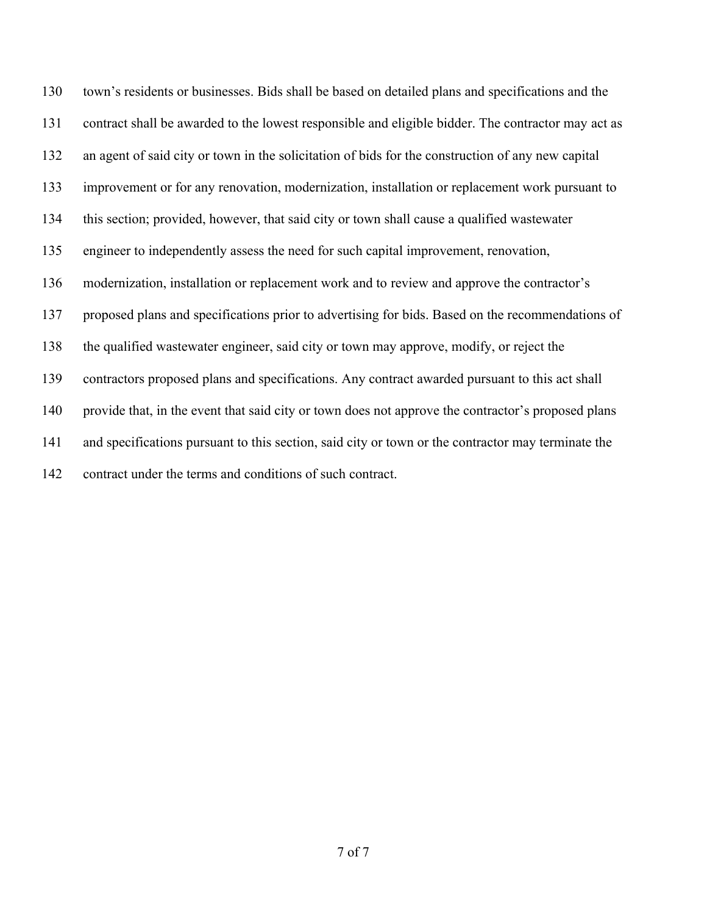town's residents or businesses. Bids shall be based on detailed plans and specifications and the contract shall be awarded to the lowest responsible and eligible bidder. The contractor may act as an agent of said city or town in the solicitation of bids for the construction of any new capital improvement or for any renovation, modernization, installation or replacement work pursuant to this section; provided, however, that said city or town shall cause a qualified wastewater engineer to independently assess the need for such capital improvement, renovation, modernization, installation or replacement work and to review and approve the contractor's proposed plans and specifications prior to advertising for bids. Based on the recommendations of the qualified wastewater engineer, said city or town may approve, modify, or reject the contractors proposed plans and specifications. Any contract awarded pursuant to this act shall provide that, in the event that said city or town does not approve the contractor's proposed plans and specifications pursuant to this section, said city or town or the contractor may terminate the contract under the terms and conditions of such contract.